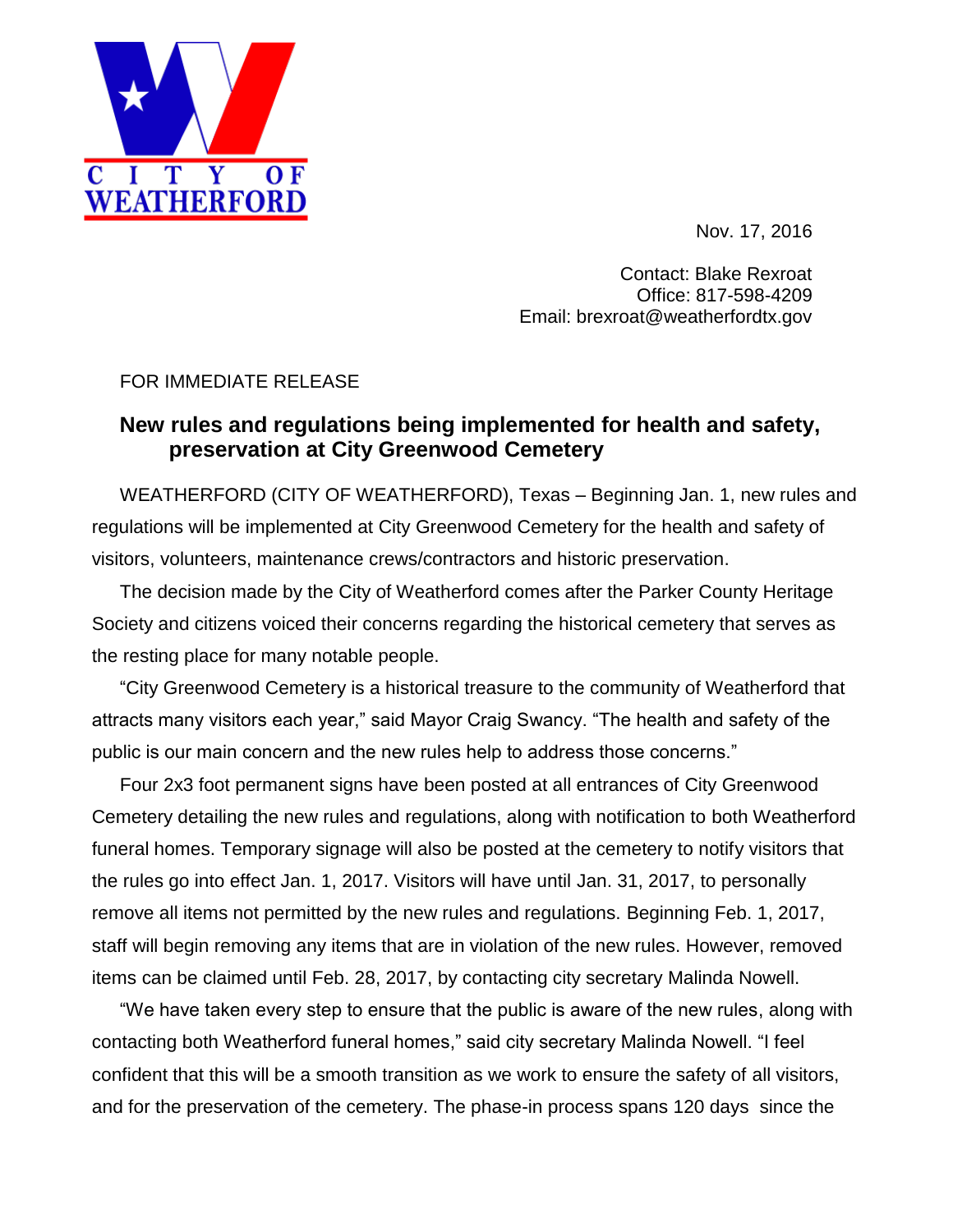CITY OF WEATHERFORD

Nov. 17, 2016

Contact: Blake Rexroat
Office: 817-598-4209
Email: brexroat@weatherfordtx.gov

FOR IMMEDIATE RELEASE

# New rules and regulations being implemented for health and safety, preservation at City Greenwood Cemetery

WEATHERFORD (CITY OF WEATHERFORD), Texas – Beginning Jan. 1, new rules and regulations will be implemented at City Greenwood Cemetery for the health and safety of visitors, volunteers, maintenance crews/contractors and historic preservation.

The decision made by the City of Weatherford comes after the Parker County Heritage Society and citizens voiced their concerns regarding the historical cemetery that serves as the resting place for many notable people.

"City Greenwood Cemetery is a historical treasure to the community of Weatherford that attracts many visitors each year," said Mayor Craig Swancy. "The health and safety of the public is our main concern and the new rules help to address those concerns."

Four 2x3 foot permanent signs have been posted at all entrances of City Greenwood Cemetery detailing the new rules and regulations, along with notification to both Weatherford funeral homes. Temporary signage will also be posted at the cemetery to notify visitors that the rules go into effect Jan. 1, 2017. Visitors will have until Jan. 31, 2017, to personally remove all items not permitted by the new rules and regulations. Beginning Feb. 1, 2017, staff will begin removing any items that are in violation of the new rules. However, removed items can be claimed until Feb. 28, 2017, by contacting city secretary Malinda Nowell.

"We have taken every step to ensure that the public is aware of the new rules, along with contacting both Weatherford funeral homes," said city secretary Malinda Nowell. "I feel confident that this will be a smooth transition as we work to ensure the safety of all visitors, and for the preservation of the cemetery. The phase-in process spans 120 days since the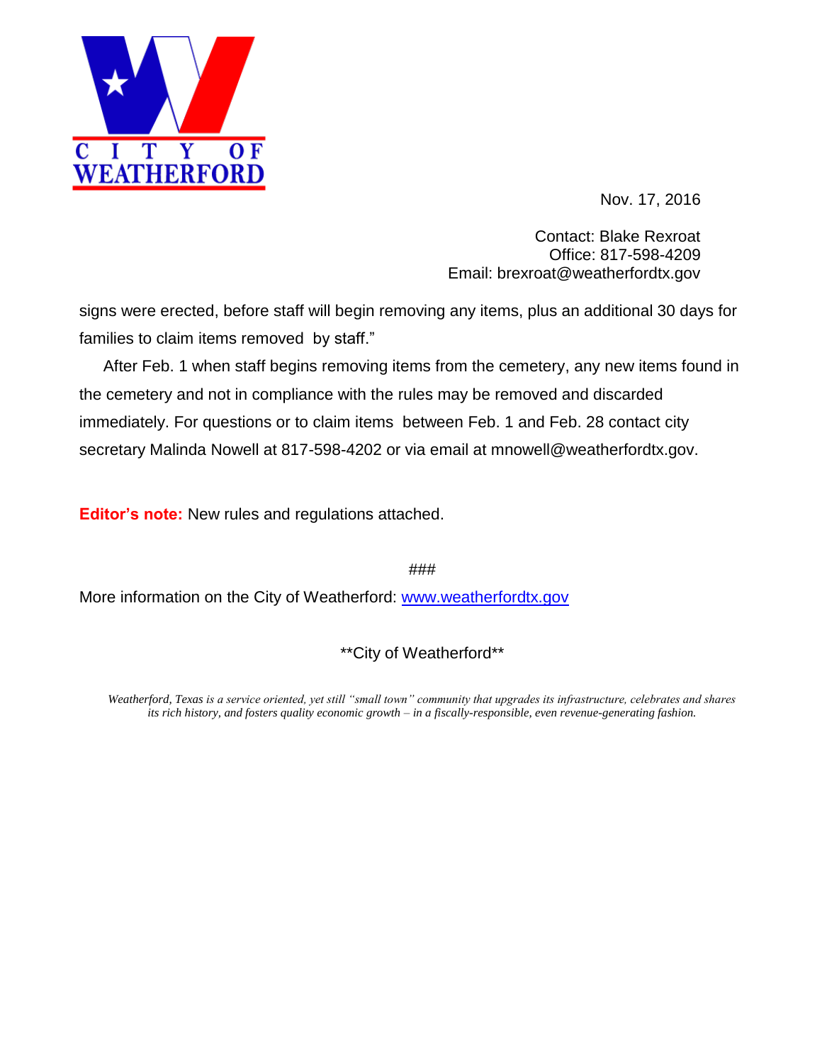Nov. 17, 2016

Contact: Blake Rexroat
Office: 817-598-4209
Email: brexroat@weatherfordtx.gov

signs were erected, before staff will begin removing any items, plus an additional 30 days for families to claim items removed by staff."

After Feb. 1 when staff begins removing items from the cemetery, any new items found in the cemetery and not in compliance with the rules may be removed and discarded immediately. For questions or to claim items between Feb. 1 and Feb. 28 contact city secretary Malinda Nowell at 817-598-4202 or via email at mnowell@weatherfordtx.gov.

**Editor's note:** New rules and regulations attached.

###

More information on the City of Weatherford: [www.weatherfordtx.gov](http://www.weatherfordtx.gov)

**City of Weatherford**

*Weatherford, Texas is a service oriented, yet still "small town" community that upgrades its infrastructure, celebrates and shares its rich history, and fosters quality economic growth – in a fiscally-responsible, even revenue-generating fashion.*